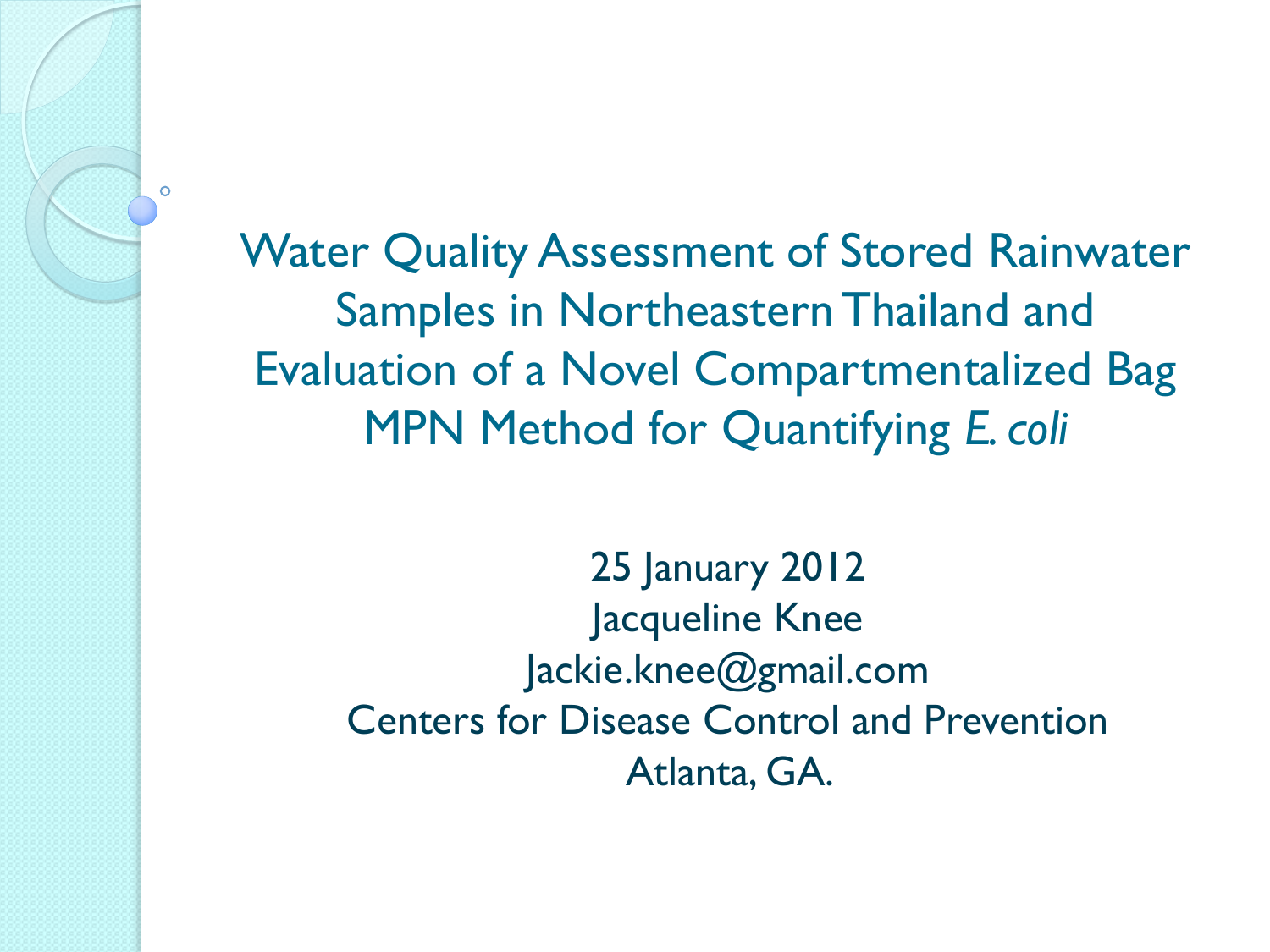# Water Quality Assessment of Stored Rainwater Samples in Northeastern Thailand and Evaluation of a Novel Compartmentalized Bag MPN Method for Quantifying *E. coli*

25 January 2012

Jacqueline Knee

Jackie.knee@gmail.com

Centers for Disease Control and Prevention

Atlanta, GA.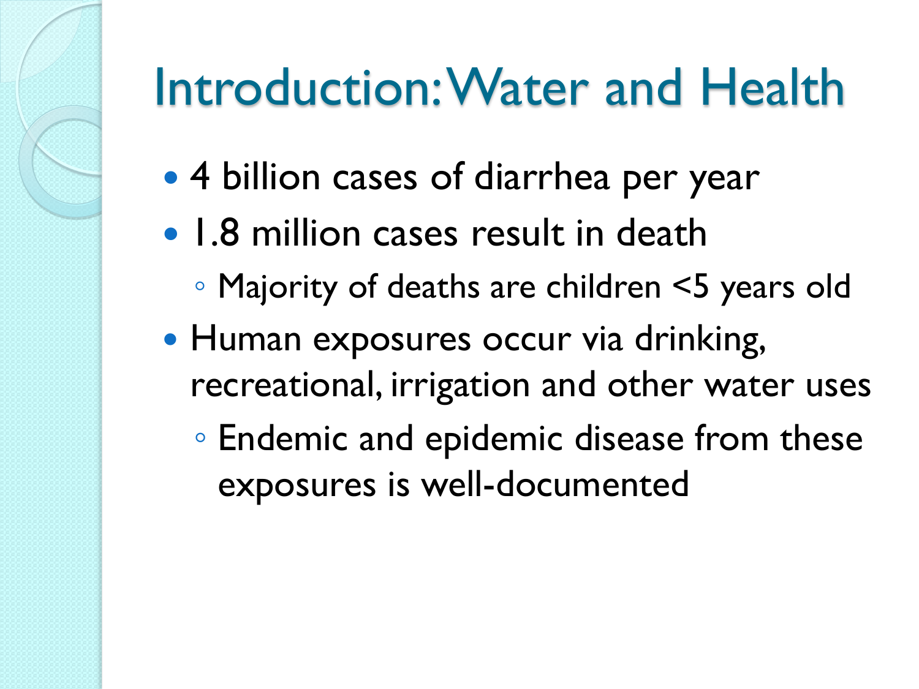# Introduction: Water and Health

- 4 billion cases of diarrhea per year
- 1.8 million cases result in death
  - Majority of deaths are children <5 years old
- Human exposures occur via drinking, recreational, irrigation and other water uses
  - Endemic and epidemic disease from these exposures is well-documented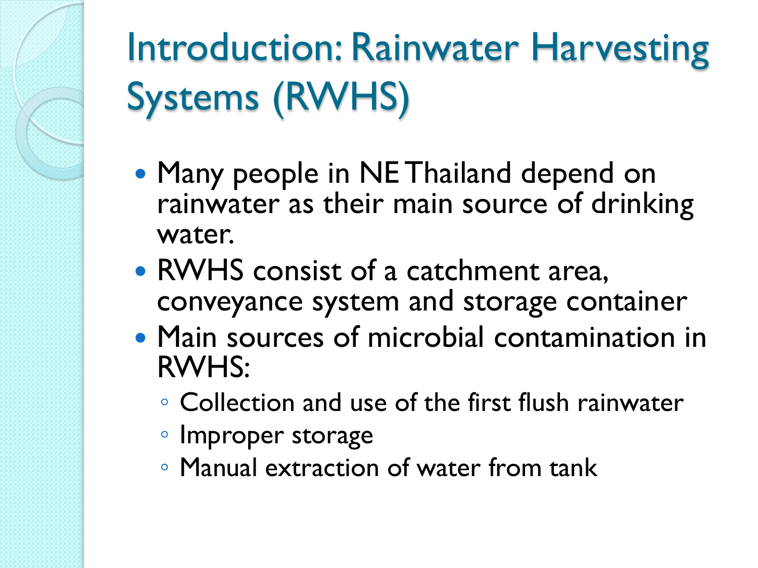# Introduction: Rainwater Harvesting Systems (RWHS)

- Many people in NE Thailand depend on rainwater as their main source of drinking water.
- RWHS consist of a catchment area, conveyance system and storage container
- Main sources of microbial contamination in RWHS:
  - Collection and use of the first flush rainwater
  - Improper storage
  - Manual extraction of water from tank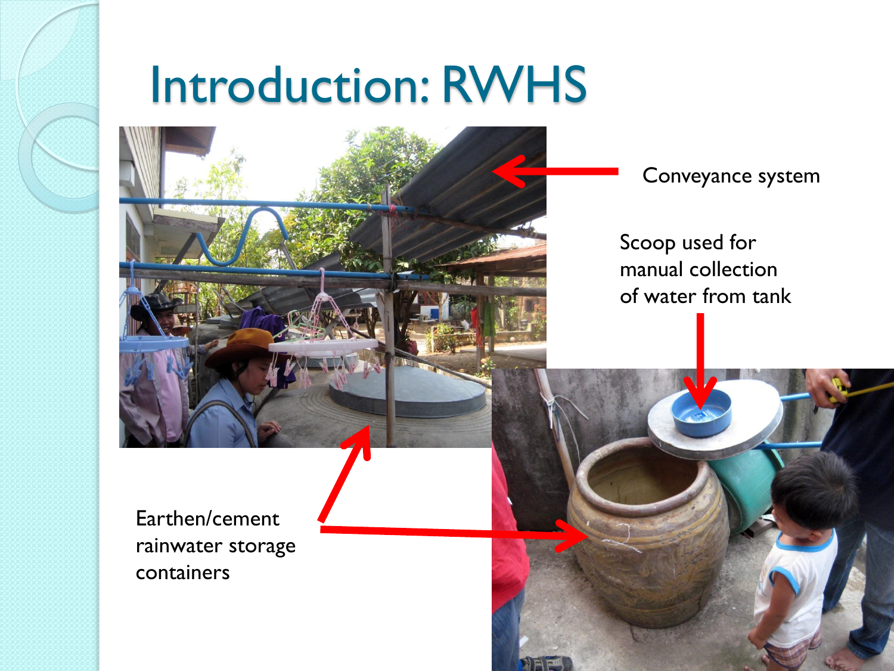# Introduction: RWHS

Conveyance system

Scoop used for manual collection of water from tank

Earthen/cement rainwater storage containers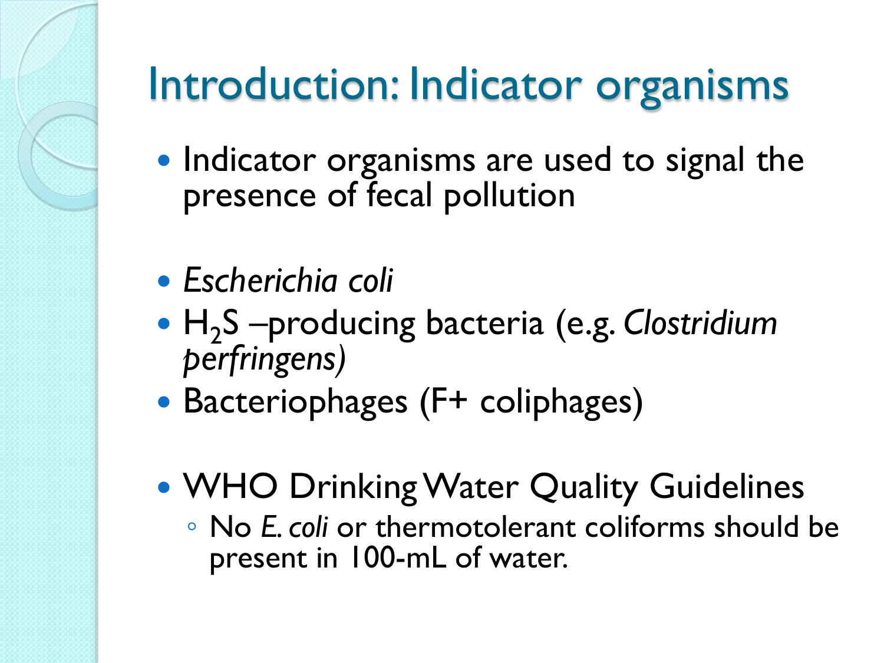# Introduction: Indicator organisms

- Indicator organisms are used to signal the presence of fecal pollution

- *Escherichia coli*
- $H_2S$ –producing bacteria (e.g. *Clostridium perfringens)*
- Bacteriophages (F+ coliphages)

- WHO Drinking Water Quality Guidelines
  - No *E. coli* or thermotolerant coliforms should be present in 100-mL of water.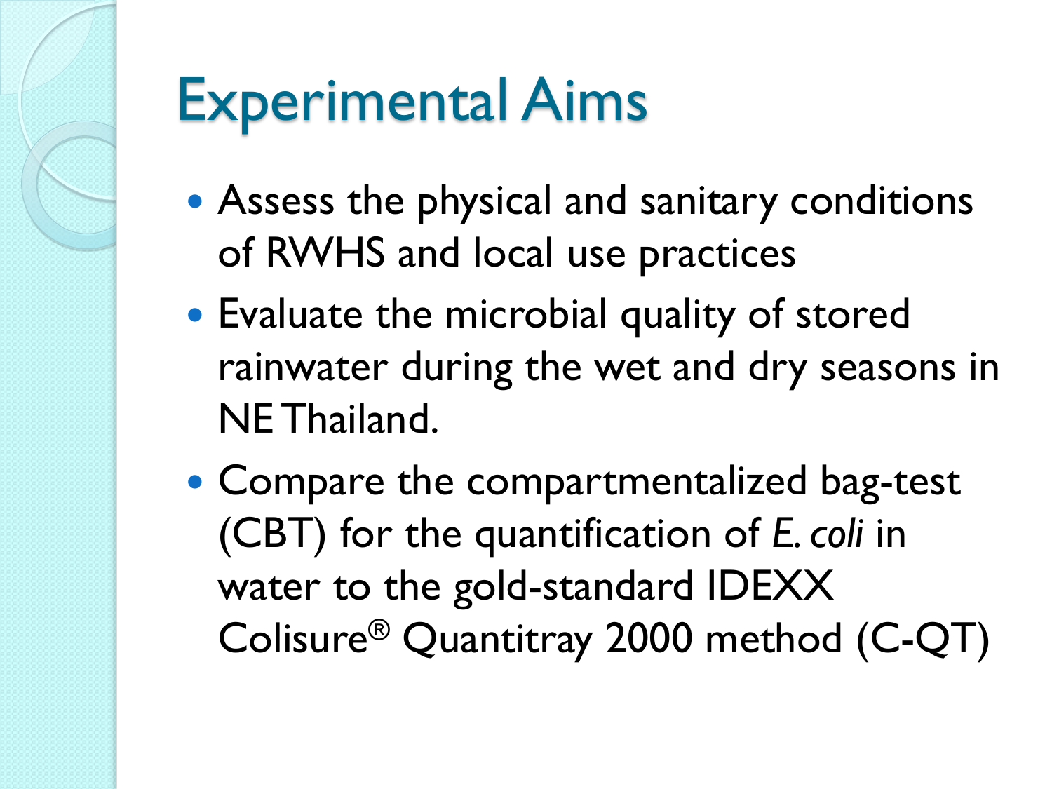# Experimental Aims

- Assess the physical and sanitary conditions of RWHS and local use practices
- Evaluate the microbial quality of stored rainwater during the wet and dry seasons in NE Thailand.
- Compare the compartmentalized bag-test (CBT) for the quantification of *E. coli* in water to the gold-standard IDEXX Colisure® Quantitray 2000 method (C-QT)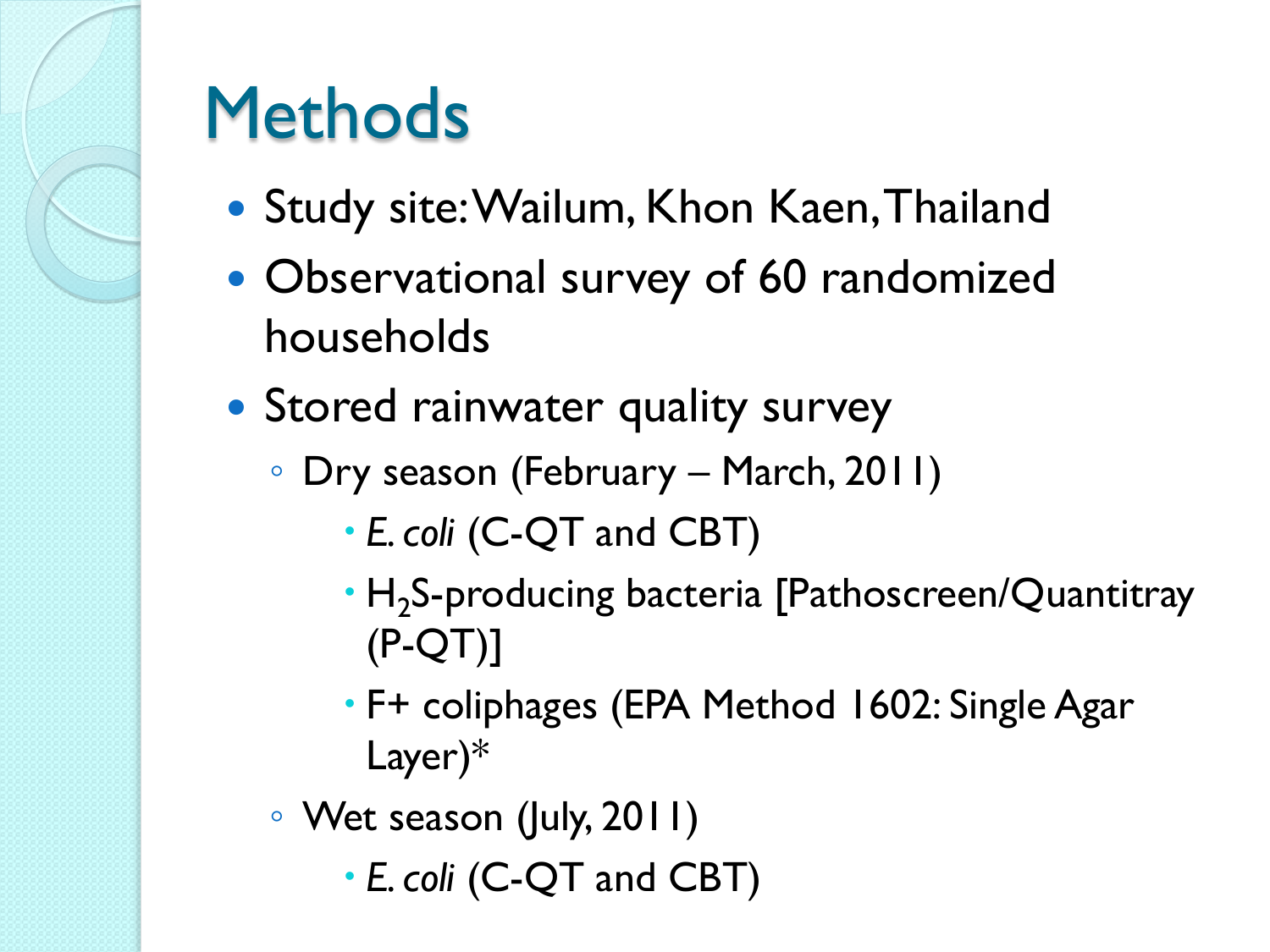# Methods

- Study site: Wailum, Khon Kaen, Thailand
- Observational survey of 60 randomized households
- Stored rainwater quality survey
  - Dry season (February – March, 2011)
    - *E. coli* (C-QT and CBT)
    - $H_2S$-producing bacteria [Pathoscreen/Quantitray (P-QT)]
    - F+ coliphages (EPA Method 1602: Single Agar Layer)*
  - Wet season (July, 2011)
    - *E. coli* (C-QT and CBT)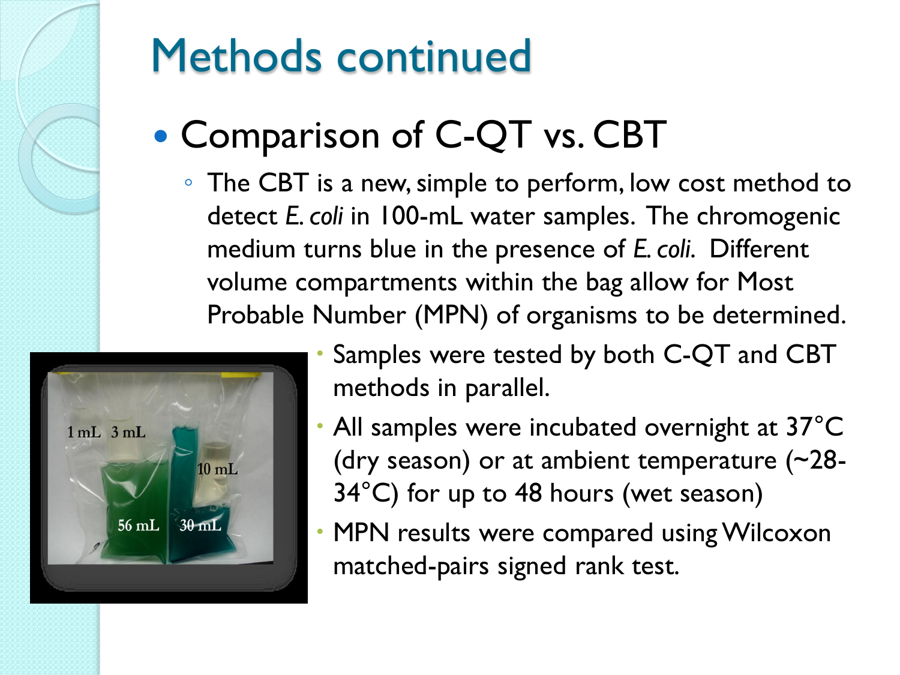# Methods continued

- Comparison of C-QT vs. CBT
  - The CBT is a new, simple to perform, low cost method to detect *E. coli* in 100-mL water samples. The chromogenic medium turns blue in the presence of *E. coli*. Different volume compartments within the bag allow for Most Probable Number (MPN) of organisms to be determined.
    - Samples were tested by both C-QT and CBT methods in parallel.
    - All samples were incubated overnight at 37°C (dry season) or at ambient temperature (~28-34°C) for up to 48 hours (wet season)
    - MPN results were compared using Wilcoxon matched-pairs signed rank test.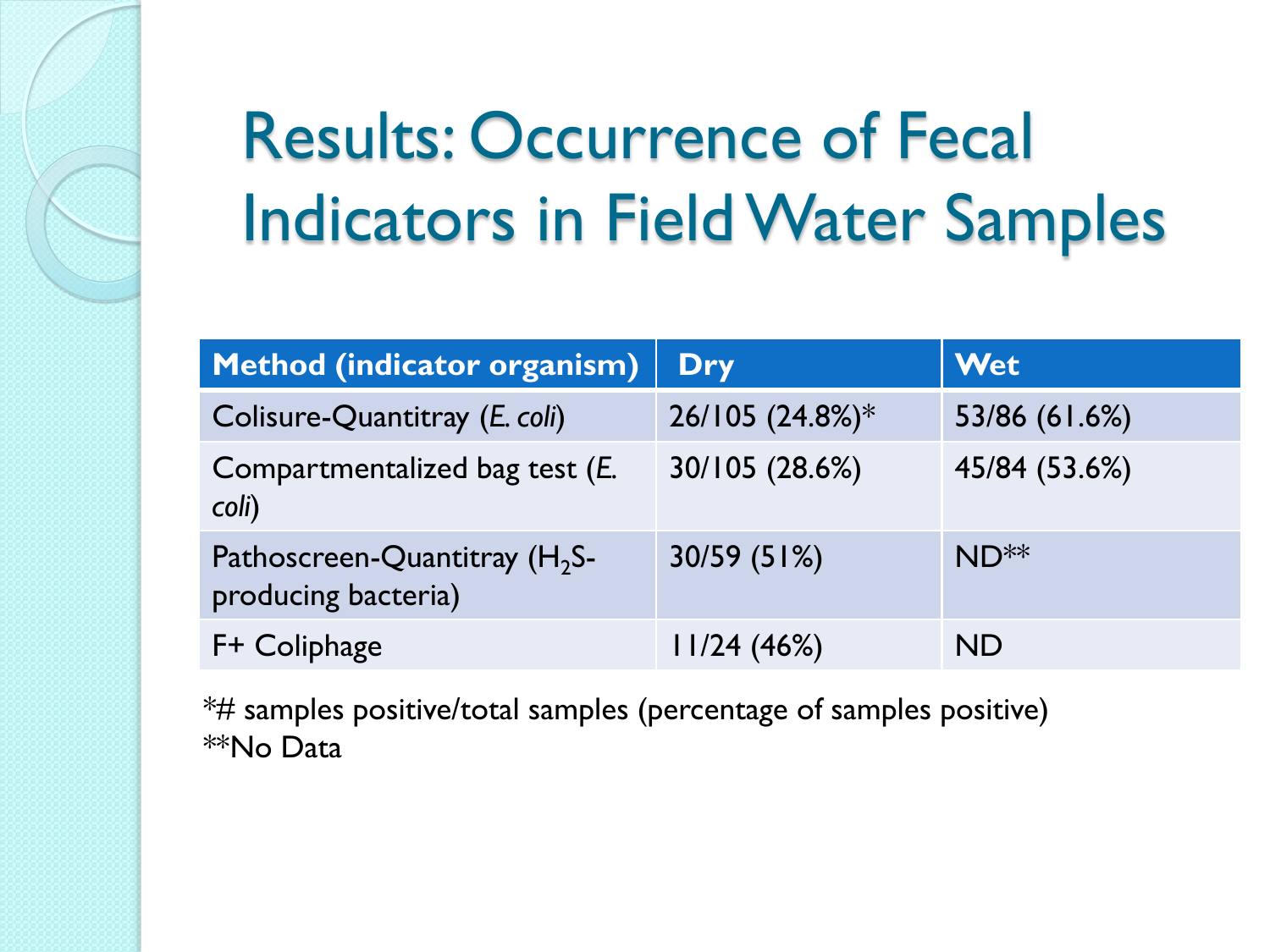# Results: Occurrence of Fecal Indicators in Field Water Samples

| Method (indicator organism) | Dry | Wet |
|---|---|---|
| Colisure-Quantitray (*E. coli*) | 26/105 (24.8%)* | 53/86 (61.6%) |
| Compartmentalized bag test (*E. coli*) | 30/105 (28.6%) | 45/84 (53.6%) |
| Pathoscreen-Quantitray ($H_2S$-producing bacteria) | 30/59 (51%) | ND** |
| F+ Coliphage | 11/24 (46%) | ND |

*# samples positive/total samples (percentage of samples positive)
**No Data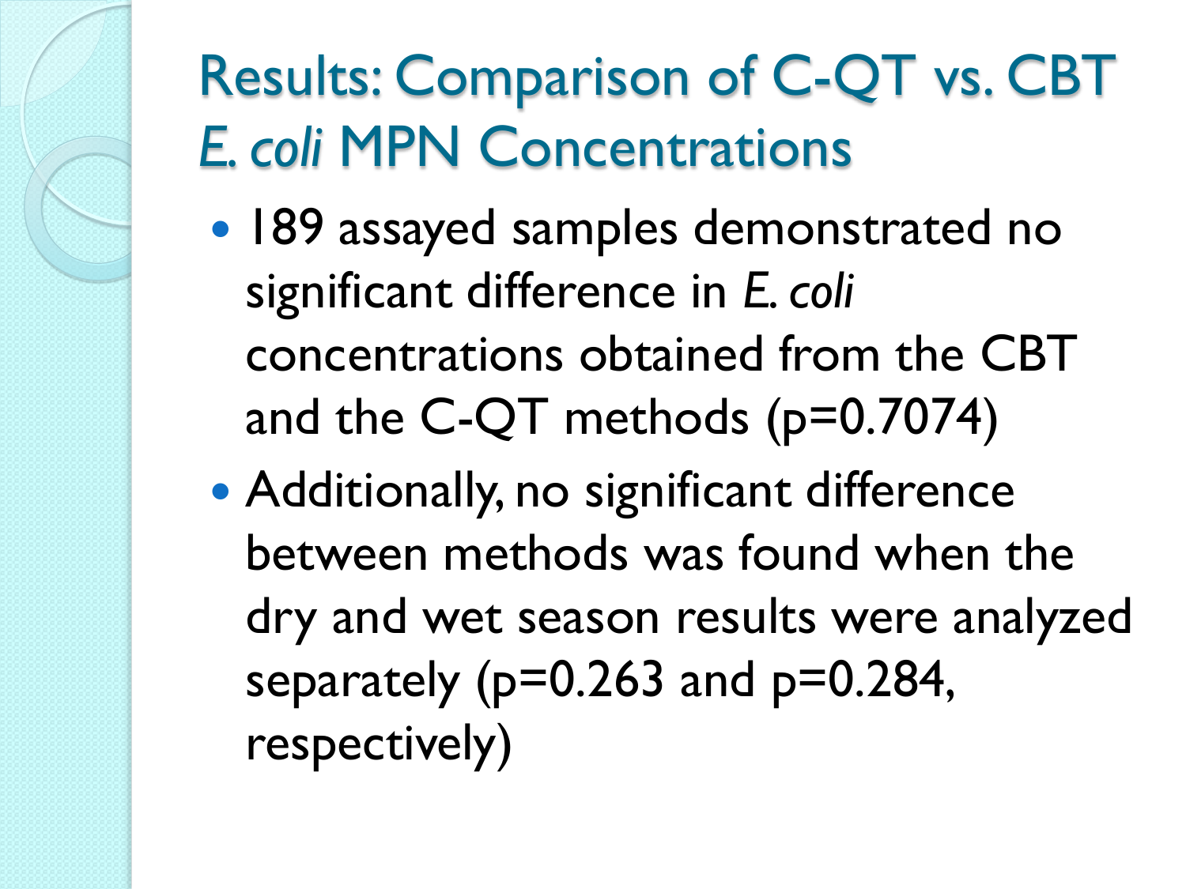# Results: Comparison of C-QT vs. CBT *E. coli* MPN Concentrations

- 189 assayed samples demonstrated no significant difference in *E. coli* concentrations obtained from the CBT and the C-QT methods ($p=0.7074$)
- Additionally, no significant difference between methods was found when the dry and wet season results were analyzed separately ($p=0.263$ and $p=0.284$, respectively)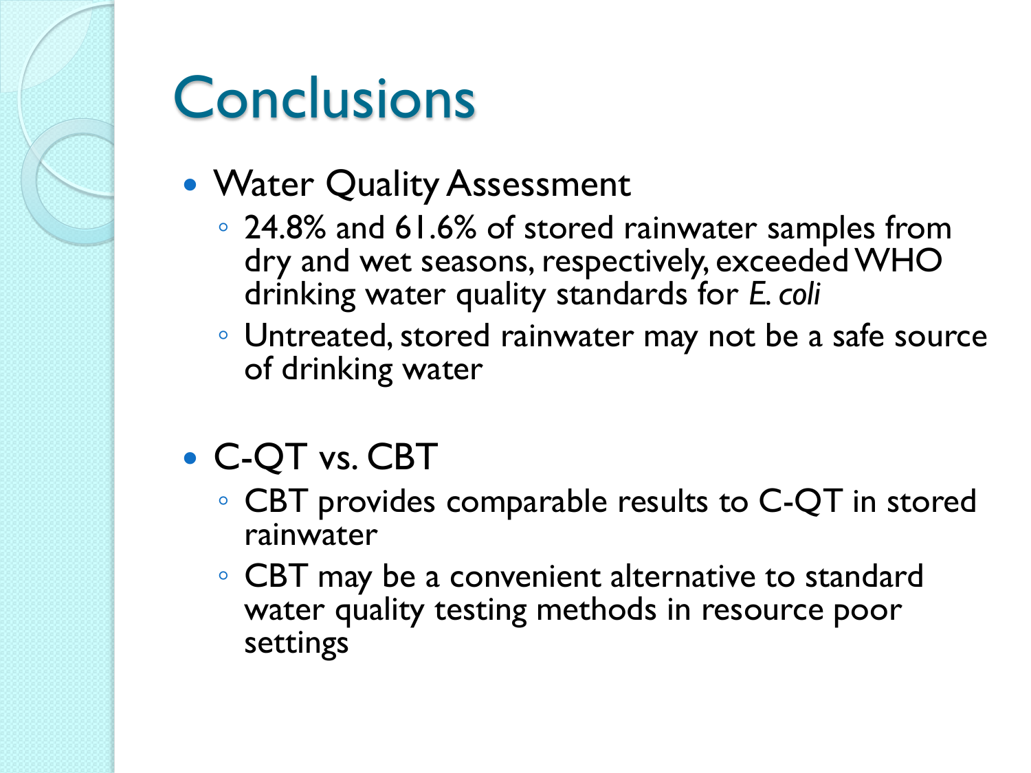# Conclusions

- Water Quality Assessment
  - 24.8% and 61.6% of stored rainwater samples from dry and wet seasons, respectively, exceeded WHO drinking water quality standards for *E. coli*
  - Untreated, stored rainwater may not be a safe source of drinking water
- C-QT vs. CBT
  - CBT provides comparable results to C-QT in stored rainwater
  - CBT may be a convenient alternative to standard water quality testing methods in resource poor settings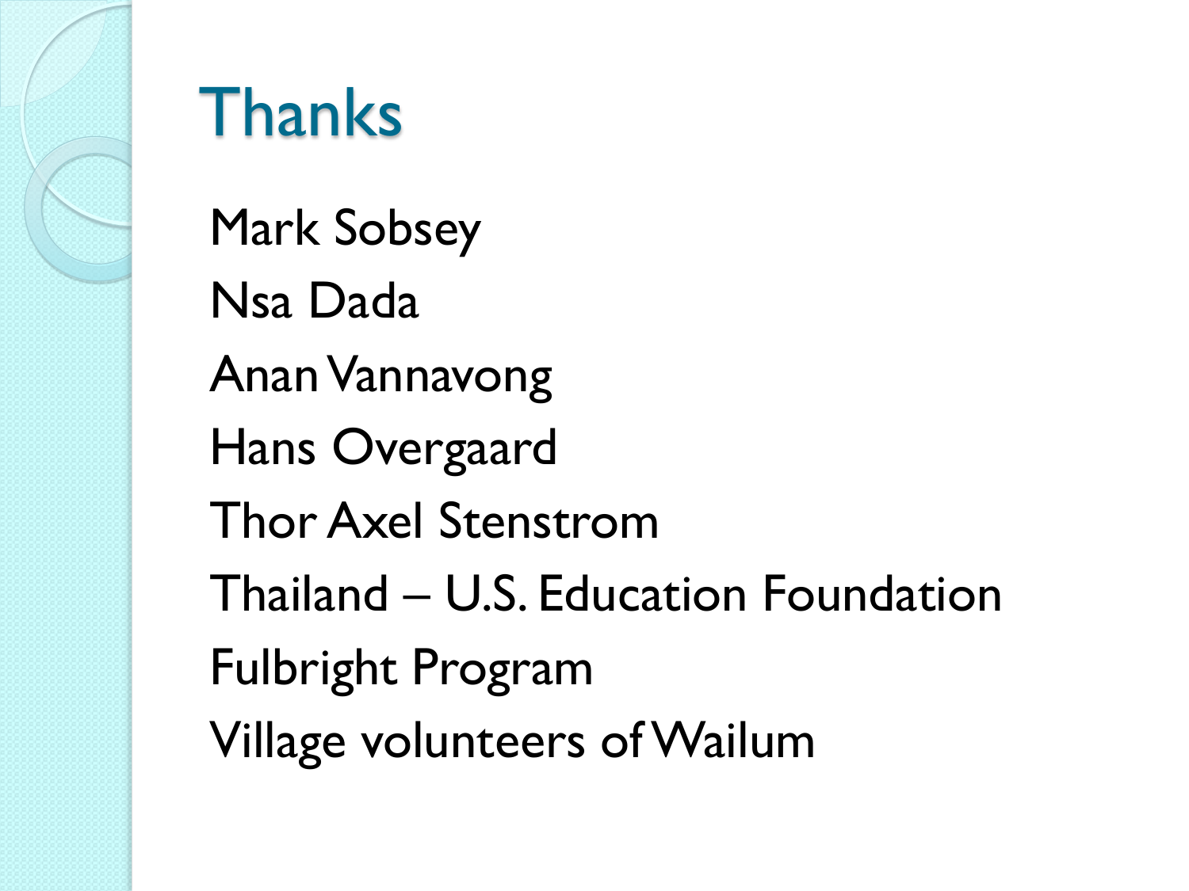# Thanks

Mark Sobsey

Nsa Dada

Anan Vannavong

Hans Overgaard

Thor Axel Stenstrom

Thailand – U.S. Education Foundation

Fulbright Program

Village volunteers of Wailum